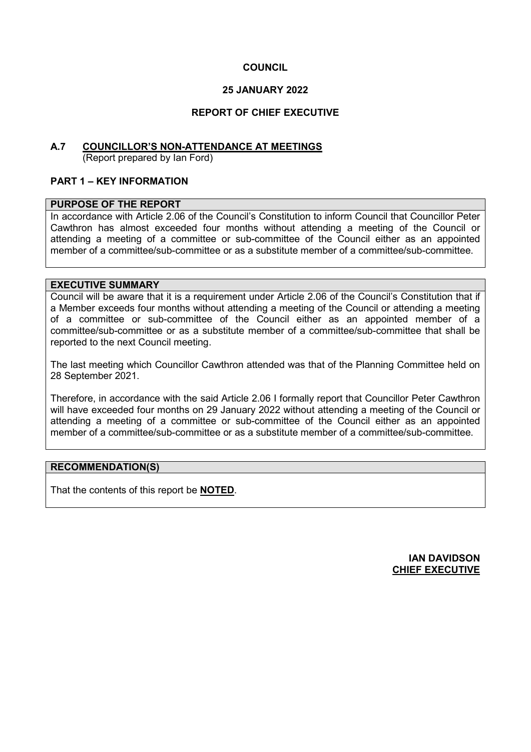**COUNCIL**

**25 JANUARY 2022**

**REPORT OF CHIEF EXECUTIVE**

## A.7 COUNCILLOR'S NON-ATTENDANCE AT MEETINGS

(Report prepared by Ian Ford)

### PART 1 – KEY INFORMATION

**PURPOSE OF THE REPORT**

In accordance with Article 2.06 of the Council's Constitution to inform Council that Councillor Peter Cawthron has almost exceeded four months without attending a meeting of the Council or attending a meeting of a committee or sub-committee of the Council either as an appointed member of a committee/sub-committee or as a substitute member of a committee/sub-committee.

**EXECUTIVE SUMMARY**

Council will be aware that it is a requirement under Article 2.06 of the Council's Constitution that if a Member exceeds four months without attending a meeting of the Council or attending a meeting of a committee or sub-committee of the Council either as an appointed member of a committee/sub-committee or as a substitute member of a committee/sub-committee that shall be reported to the next Council meeting.

The last meeting which Councillor Cawthron attended was that of the Planning Committee held on 28 September 2021.

Therefore, in accordance with the said Article 2.06 I formally report that Councillor Peter Cawthron will have exceeded four months on 29 January 2022 without attending a meeting of the Council or attending a meeting of a committee or sub-committee of the Council either as an appointed member of a committee/sub-committee or as a substitute member of a committee/sub-committee.

**RECOMMENDATION(S)**

That the contents of this report be **NOTED**.

**IAN DAVIDSON**
**CHIEF EXECUTIVE**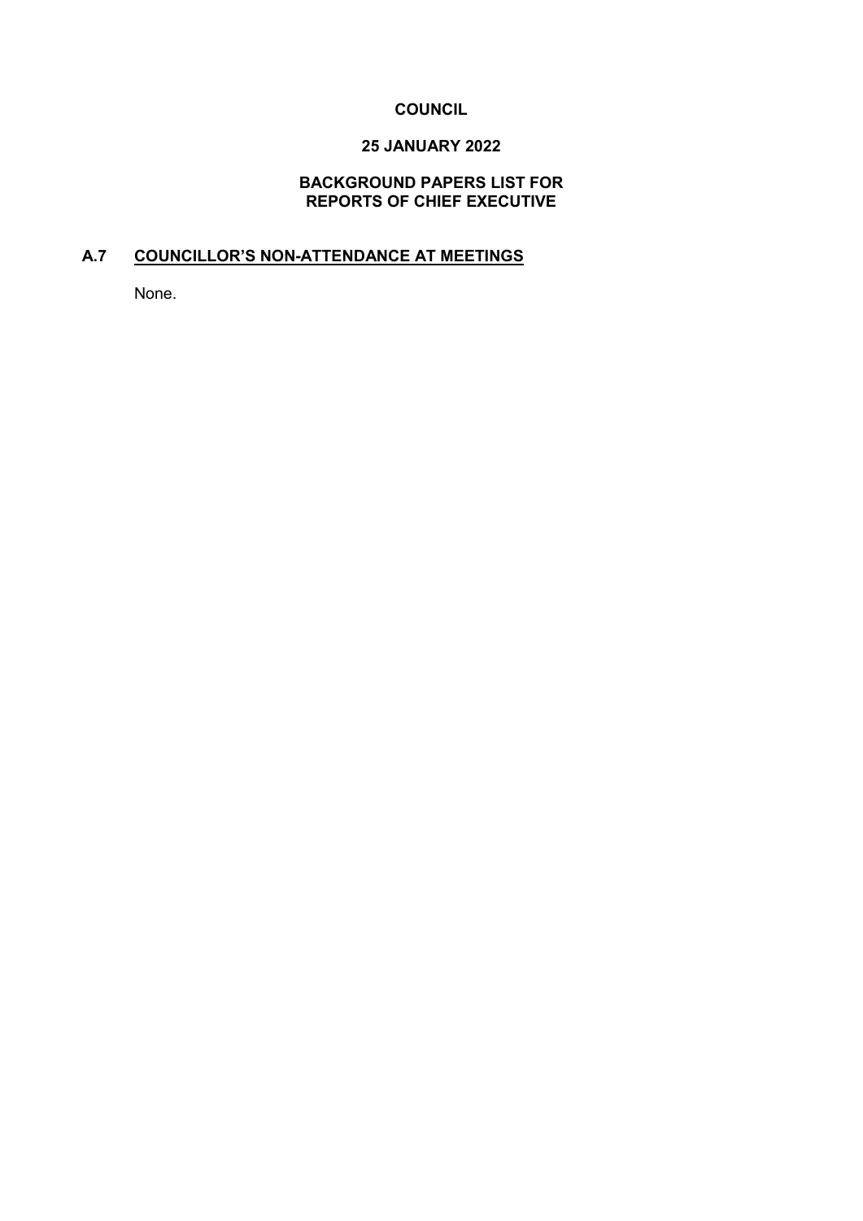**COUNCIL**

**25 JANUARY 2022**

**BACKGROUND PAPERS LIST FOR REPORTS OF CHIEF EXECUTIVE**

## A.7 COUNCILLOR’S NON-ATTENDANCE AT MEETINGS

None.